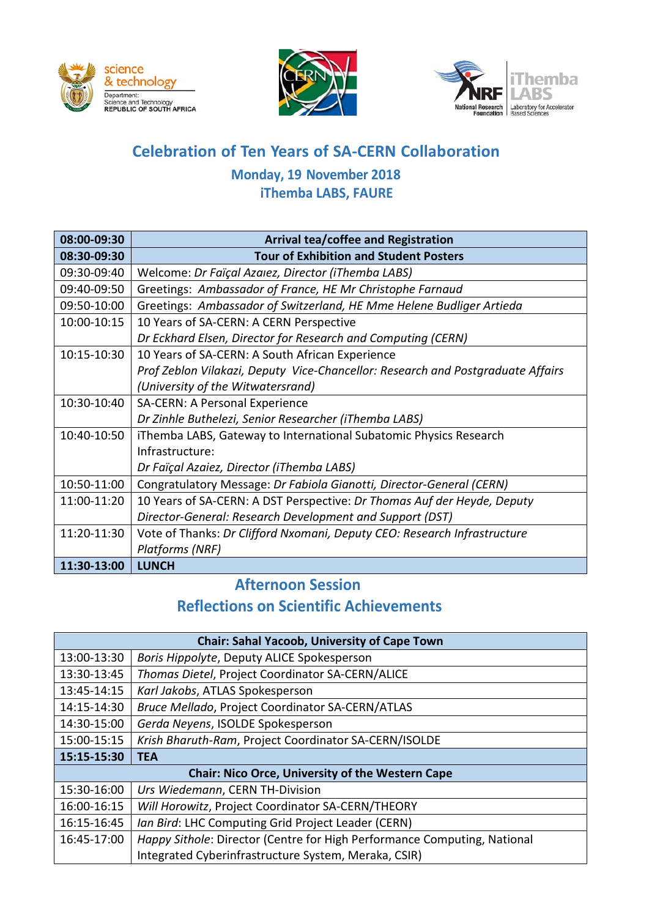science & technology
Department: Science and Technology
REPUBLIC OF SOUTH AFRICA

National Research Foundation | iThemba LABS | Laboratory for Accelerator Based Sciences

# Celebration of Ten Years of SA-CERN Collaboration

## Monday, 19 November 2018
## iThemba LABS, FAURE

| **08:00-09:30** | **Arrival tea/coffee and Registration** |
|---|---|
| **08:30-09:30** | **Tour of Exhibition and Student Posters** |
| 09:30-09:40 | Welcome: *Dr Faïçal Azaıez, Director (iThemba LABS)* |
| 09:40-09:50 | Greetings: *Ambassador of France, HE Mr Christophe Farnaud* |
| 09:50-10:00 | Greetings: *Ambassador of Switzerland, HE Mme Helene Budliger Artieda* |
| 10:00-10:15 | 10 Years of SA-CERN: A CERN Perspective<br>*Dr Eckhard Elsen, Director for Research and Computing (CERN)* |
| 10:15-10:30 | 10 Years of SA-CERN: A South African Experience<br>*Prof Zeblon Vilakazi, Deputy Vice-Chancellor: Research and Postgraduate Affairs (University of the Witwatersrand)* |
| 10:30-10:40 | SA-CERN: A Personal Experience<br>*Dr Zinhle Buthelezi, Senior Researcher (iThemba LABS)* |
| 10:40-10:50 | iThemba LABS, Gateway to International Subatomic Physics Research Infrastructure:<br>*Dr Faïçal Azaiez, Director (iThemba LABS)* |
| 10:50-11:00 | Congratulatory Message: *Dr Fabiola Gianotti, Director-General (CERN)* |
| 11:00-11:20 | 10 Years of SA-CERN: A DST Perspective: *Dr Thomas Auf der Heyde, Deputy Director-General: Research Development and Support (DST)* |
| 11:20-11:30 | Vote of Thanks: *Dr Clifford Nxomani, Deputy CEO: Research Infrastructure Platforms (NRF)* |
| **11:30-13:00** | **LUNCH** |

## Afternoon Session
## Reflections on Scientific Achievements

| **Chair: Sahal Yacoob, University of Cape Town** | |
|---|---|
| 13:00-13:30 | *Boris Hippolyte*, Deputy ALICE Spokesperson |
| 13:30-13:45 | *Thomas Dietel*, Project Coordinator SA-CERN/ALICE |
| 13:45-14:15 | *Karl Jakobs*, ATLAS Spokesperson |
| 14:15-14:30 | *Bruce Mellado*, Project Coordinator SA-CERN/ATLAS |
| 14:30-15:00 | *Gerda Neyens*, ISOLDE Spokesperson |
| 15:00-15:15 | *Krish Bharuth-Ram*, Project Coordinator SA-CERN/ISOLDE |
| **15:15-15:30** | **TEA** |
| **Chair: Nico Orce, University of the Western Cape** | |
| 15:30-16:00 | *Urs Wiedemann*, CERN TH-Division |
| 16:00-16:15 | *Will Horowitz*, Project Coordinator SA-CERN/THEORY |
| 16:15-16:45 | *Ian Bird*: LHC Computing Grid Project Leader (CERN) |
| 16:45-17:00 | *Happy Sithole*: Director (Centre for High Performance Computing, National Integrated Cyberinfrastructure System, Meraka, CSIR) |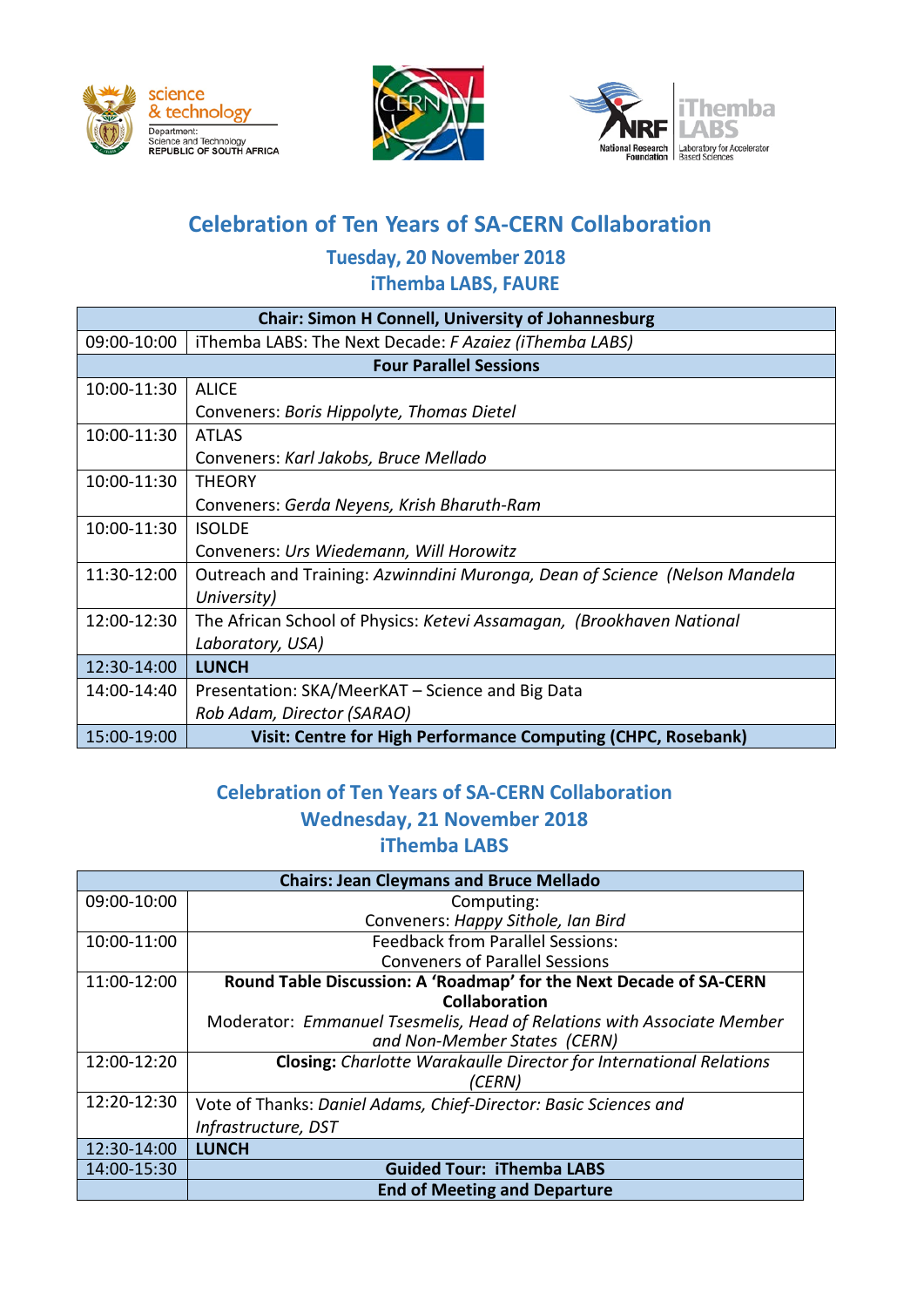science & technology
Department: Science and Technology
REPUBLIC OF SOUTH AFRICA

CERN

NRF National Research Foundation | iThemba LABS Laboratory for Accelerator Based Sciences

## Celebration of Ten Years of SA-CERN Collaboration

### Tuesday, 20 November 2018
### iThemba LABS, FAURE

| | |
|---|---|
| **Chair: Simon H Connell, University of Johannesburg** | |
| 09:00-10:00 | iThemba LABS: The Next Decade: *F Azaiez (iThemba LABS)* |
| **Four Parallel Sessions** | |
| 10:00-11:30 | ALICE<br>Conveners: *Boris Hippolyte, Thomas Dietel* |
| 10:00-11:30 | ATLAS<br>Conveners: *Karl Jakobs, Bruce Mellado* |
| 10:00-11:30 | THEORY<br>Conveners: *Gerda Neyens, Krish Bharuth-Ram* |
| 10:00-11:30 | ISOLDE<br>Conveners: *Urs Wiedemann, Will Horowitz* |
| 11:30-12:00 | Outreach and Training: *Azwinndini Muronga, Dean of Science (Nelson Mandela University)* |
| 12:00-12:30 | The African School of Physics: *Ketevi Assamagan, (Brookhaven National Laboratory, USA)* |
| 12:30-14:00 | **LUNCH** |
| 14:00-14:40 | Presentation: SKA/MeerKAT – Science and Big Data<br>*Rob Adam, Director (SARAO)* |
| 15:00-19:00 | **Visit: Centre for High Performance Computing (CHPC, Rosebank)** |

## Celebration of Ten Years of SA-CERN Collaboration

### Wednesday, 21 November 2018
### iThemba LABS

| | |
|---|---|
| **Chairs: Jean Cleymans and Bruce Mellado** | |
| 09:00-10:00 | Computing:<br>Conveners: *Happy Sithole, Ian Bird* |
| 10:00-11:00 | Feedback from Parallel Sessions:<br>Conveners of Parallel Sessions |
| 11:00-12:00 | **Round Table Discussion: A 'Roadmap' for the Next Decade of SA-CERN Collaboration**<br>Moderator: *Emmanuel Tsesmelis, Head of Relations with Associate Member and Non-Member States (CERN)* |
| 12:00-12:20 | **Closing:** *Charlotte Warakaulle Director for International Relations (CERN)* |
| 12:20-12:30 | Vote of Thanks: *Daniel Adams, Chief-Director: Basic Sciences and Infrastructure, DST* |
| 12:30-14:00 | **LUNCH** |
| 14:00-15:30 | **Guided Tour: iThemba LABS** |
| | **End of Meeting and Departure** |